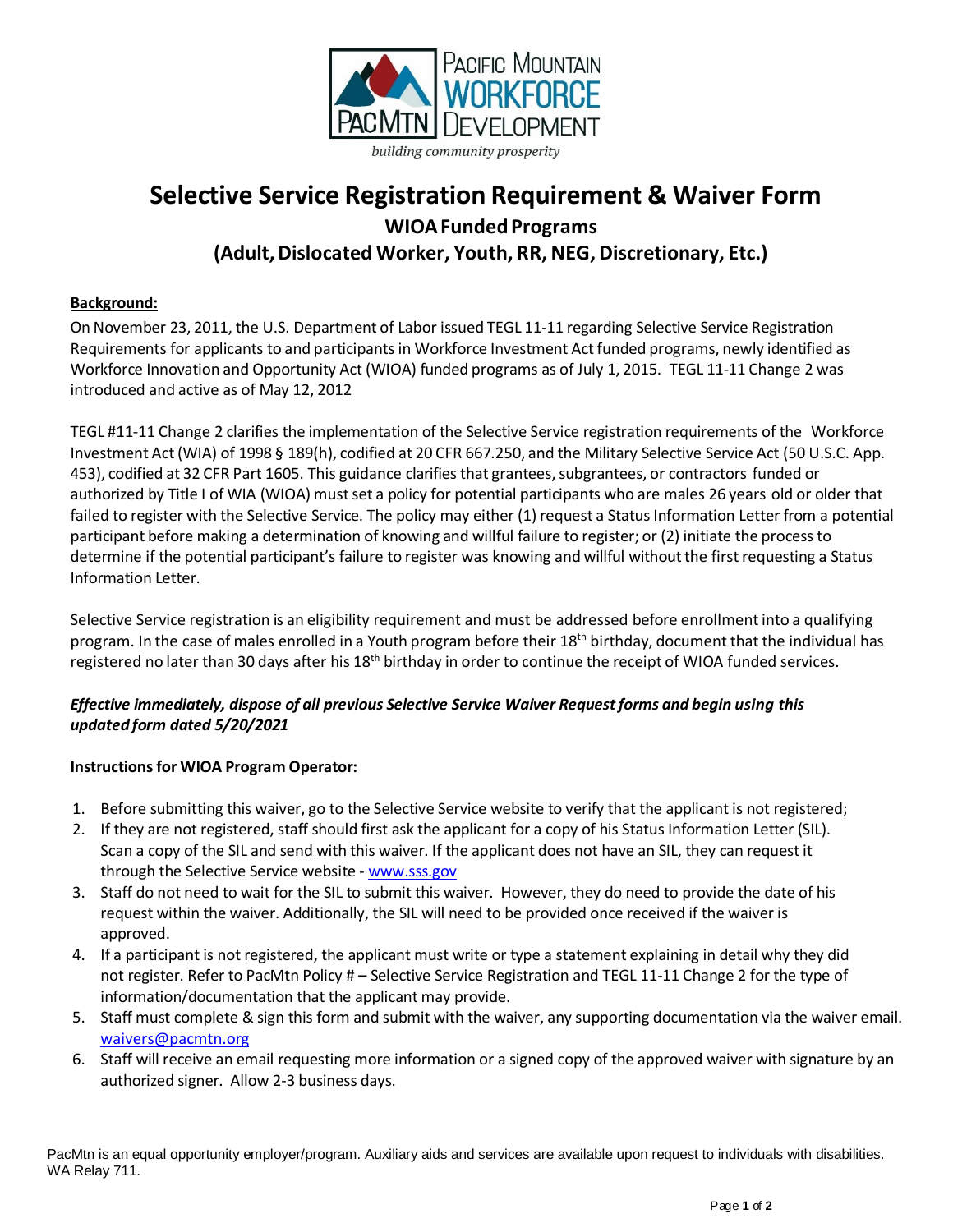Pacific Mountain Workforce Development

*building community prosperity*

# Selective Service Registration Requirement & Waiver Form

## WIOA Funded Programs

## (Adult, Dislocated Worker, Youth, RR, NEG, Discretionary, Etc.)

**Background:**

On November 23, 2011, the U.S. Department of Labor issued TEGL 11-11 regarding Selective Service Registration Requirements for applicants to and participants in Workforce Investment Act funded programs, newly identified as Workforce Innovation and Opportunity Act (WIOA) funded programs as of July 1, 2015. TEGL 11-11 Change 2 was introduced and active as of May 12, 2012

TEGL #11-11 Change 2 clarifies the implementation of the Selective Service registration requirements of the Workforce Investment Act (WIA) of 1998 § 189(h), codified at 20 CFR 667.250, and the Military Selective Service Act (50 U.S.C. App. 453), codified at 32 CFR Part 1605. This guidance clarifies that grantees, subgrantees, or contractors funded or authorized by Title I of WIA (WIOA) must set a policy for potential participants who are males 26 years old or older that failed to register with the Selective Service. The policy may either (1) request a Status Information Letter from a potential participant before making a determination of knowing and willful failure to register; or (2) initiate the process to determine if the potential participant's failure to register was knowing and willful without the first requesting a Status Information Letter.

Selective Service registration is an eligibility requirement and must be addressed before enrollment into a qualifying program. In the case of males enrolled in a Youth program before their 18th birthday, document that the individual has registered no later than 30 days after his 18th birthday in order to continue the receipt of WIOA funded services.

***Effective immediately, dispose of all previous Selective Service Waiver Request forms and begin using this updated form dated 5/20/2021***

**Instructions for WIOA Program Operator:**

1. Before submitting this waiver, go to the Selective Service website to verify that the applicant is not registered;
2. If they are not registered, staff should first ask the applicant for a copy of his Status Information Letter (SIL). Scan a copy of the SIL and send with this waiver. If the applicant does not have an SIL, they can request it through the Selective Service website - www.sss.gov
3. Staff do not need to wait for the SIL to submit this waiver. However, they do need to provide the date of his request within the waiver. Additionally, the SIL will need to be provided once received if the waiver is approved.
4. If a participant is not registered, the applicant must write or type a statement explaining in detail why they did not register. Refer to PacMtn Policy # – Selective Service Registration and TEGL 11-11 Change 2 for the type of information/documentation that the applicant may provide.
5. Staff must complete & sign this form and submit with the waiver, any supporting documentation via the waiver email. waivers@pacmtn.org
6. Staff will receive an email requesting more information or a signed copy of the approved waiver with signature by an authorized signer. Allow 2-3 business days.

PacMtn is an equal opportunity employer/program. Auxiliary aids and services are available upon request to individuals with disabilities. WA Relay 711.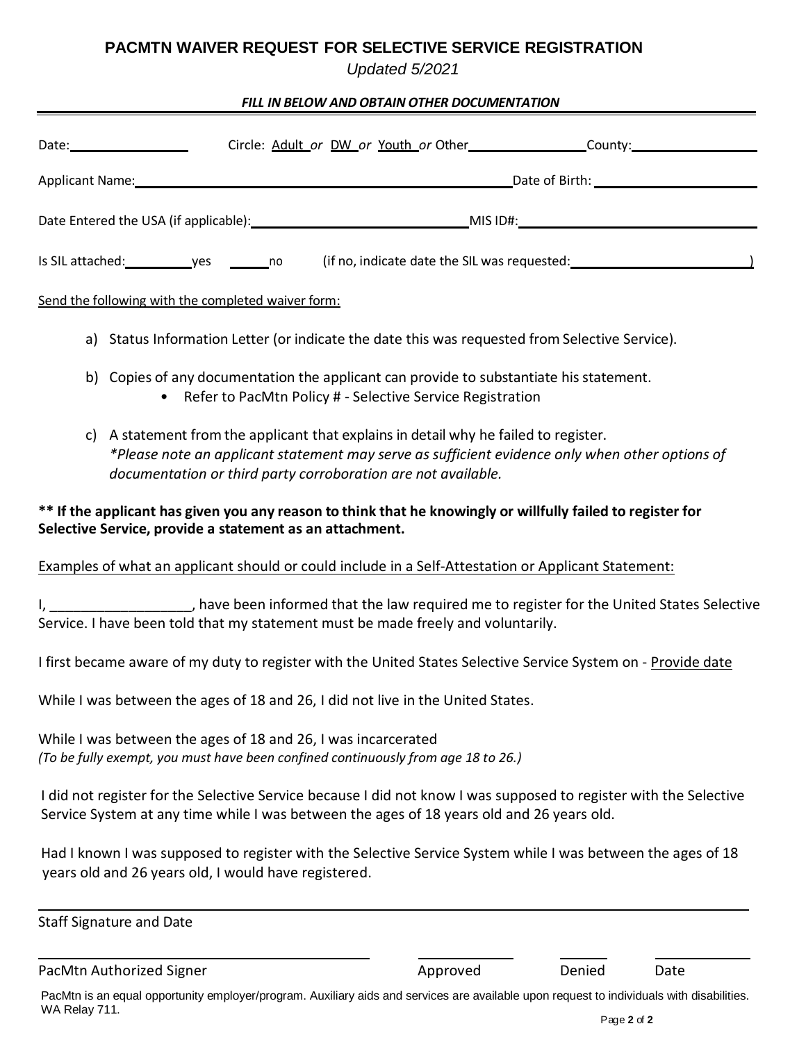# PACMTN WAIVER REQUEST FOR SELECTIVE SERVICE REGISTRATION

*Updated 5/2021*

***FILL IN BELOW AND OBTAIN OTHER DOCUMENTATION***

---

Date:________________ Circle: Adult *or* DW *or* Youth *or* Other________________ County:________________

Applicant Name:________________________________________________ Date of Birth: ______________________

Date Entered the USA (if applicable):____________________________ MIS ID#:______________________________

Is SIL attached:_________yes ______no (if no, indicate date the SIL was requested:______________________)

Send the following with the completed waiver form:

a) Status Information Letter (or indicate the date this was requested from Selective Service).

b) Copies of any documentation the applicant can provide to substantiate his statement.
   - Refer to PacMtn Policy # - Selective Service Registration

c) A statement from the applicant that explains in detail why he failed to register.
   *\*Please note an applicant statement may serve as sufficient evidence only when other options of documentation or third party corroboration are not available.*

**\*\* If the applicant has given you any reason to think that he knowingly or willfully failed to register for Selective Service, provide a statement as an attachment.**

Examples of what an applicant should or could include in a Self-Attestation or Applicant Statement:

I, __________________, have been informed that the law required me to register for the United States Selective Service. I have been told that my statement must be made freely and voluntarily.

I first became aware of my duty to register with the United States Selective Service System on - Provide date

While I was between the ages of 18 and 26, I did not live in the United States.

While I was between the ages of 18 and 26, I was incarcerated
*(To be fully exempt, you must have been confined continuously from age 18 to 26.)*

I did not register for the Selective Service because I did not know I was supposed to register with the Selective Service System at any time while I was between the ages of 18 years old and 26 years old.

Had I known I was supposed to register with the Selective Service System while I was between the ages of 18 years old and 26 years old, I would have registered.

______________________________________________________________________

Staff Signature and Date

________________________________ ____________ ________ ____________

PacMtn Authorized Signer Approved Denied Date

PacMtn is an equal opportunity employer/program. Auxiliary aids and services are available upon request to individuals with disabilities. WA Relay 711.